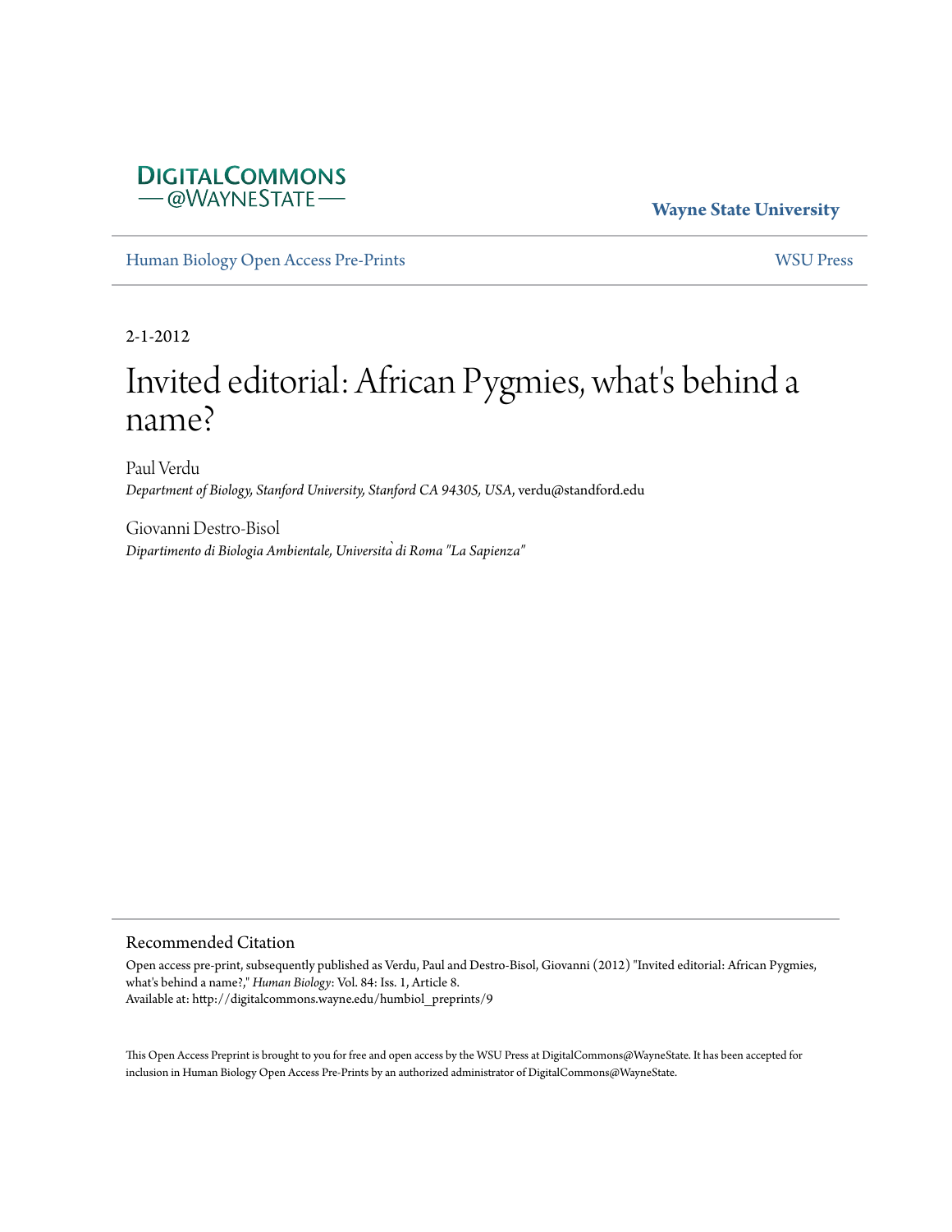DigitalCommons@WayneState

**Wayne State University**

Human Biology Open Access Pre-Prints

WSU Press

2-1-2012

# Invited editorial: African Pygmies, what's behind a name?

Paul Verdu
*Department of Biology, Stanford University, Stanford CA 94305, USA*, verdu@standford.edu

Giovanni Destro-Bisol
*Dipartimento di Biologia Ambientale, Università di Roma "La Sapienza"*

## Recommended Citation

Open access pre-print, subsequently published as Verdu, Paul and Destro-Bisol, Giovanni (2012) "Invited editorial: African Pygmies, what's behind a name?," *Human Biology*: Vol. 84: Iss. 1, Article 8.
Available at: http://digitalcommons.wayne.edu/humbiol_preprints/9

This Open Access Preprint is brought to you for free and open access by the WSU Press at DigitalCommons@WayneState. It has been accepted for inclusion in Human Biology Open Access Pre-Prints by an authorized administrator of DigitalCommons@WayneState.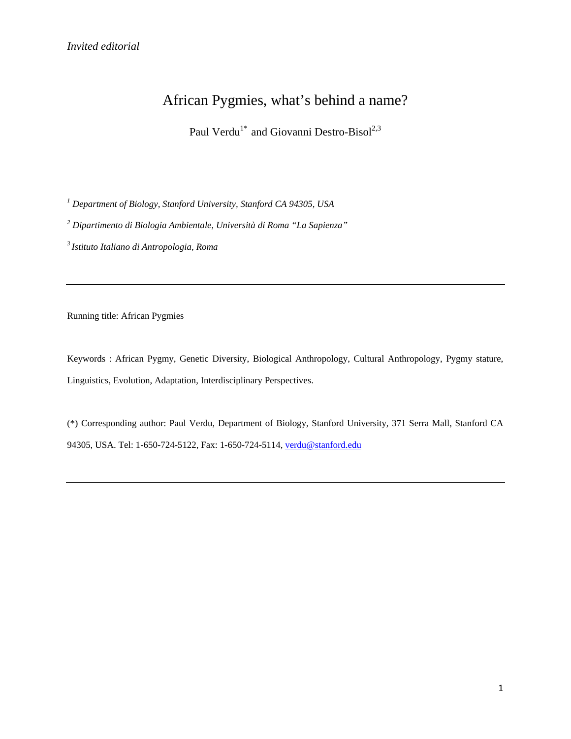*Invited editorial*

# African Pygmies, what's behind a name?

Paul Verdu[1*] and Giovanni Destro-Bisol[2,3]

[1] *Department of Biology, Stanford University, Stanford CA 94305, USA*

[2] *Dipartimento di Biologia Ambientale, Università di Roma "La Sapienza"*

[3] *Istituto Italiano di Antropologia, Roma*

---

Running title: African Pygmies

Keywords : African Pygmy, Genetic Diversity, Biological Anthropology, Cultural Anthropology, Pygmy stature, Linguistics, Evolution, Adaptation, Interdisciplinary Perspectives.

(*) Corresponding author: Paul Verdu, Department of Biology, Stanford University, 371 Serra Mall, Stanford CA 94305, USA. Tel: 1-650-724-5122, Fax: 1-650-724-5114, verdu@stanford.edu

---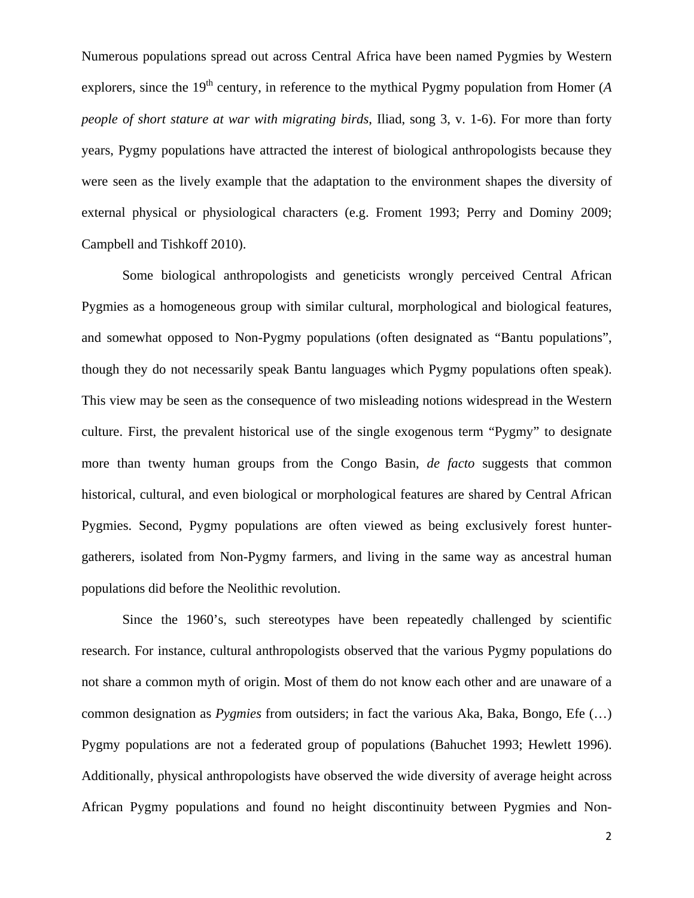Numerous populations spread out across Central Africa have been named Pygmies by Western explorers, since the 19th century, in reference to the mythical Pygmy population from Homer (*A people of short stature at war with migrating birds*, Iliad, song 3, v. 1-6). For more than forty years, Pygmy populations have attracted the interest of biological anthropologists because they were seen as the lively example that the adaptation to the environment shapes the diversity of external physical or physiological characters (e.g. Froment 1993; Perry and Dominy 2009; Campbell and Tishkoff 2010).

Some biological anthropologists and geneticists wrongly perceived Central African Pygmies as a homogeneous group with similar cultural, morphological and biological features, and somewhat opposed to Non-Pygmy populations (often designated as "Bantu populations", though they do not necessarily speak Bantu languages which Pygmy populations often speak). This view may be seen as the consequence of two misleading notions widespread in the Western culture. First, the prevalent historical use of the single exogenous term "Pygmy" to designate more than twenty human groups from the Congo Basin, *de facto* suggests that common historical, cultural, and even biological or morphological features are shared by Central African Pygmies. Second, Pygmy populations are often viewed as being exclusively forest hunter-gatherers, isolated from Non-Pygmy farmers, and living in the same way as ancestral human populations did before the Neolithic revolution.

Since the 1960's, such stereotypes have been repeatedly challenged by scientific research. For instance, cultural anthropologists observed that the various Pygmy populations do not share a common myth of origin. Most of them do not know each other and are unaware of a common designation as *Pygmies* from outsiders; in fact the various Aka, Baka, Bongo, Efe (…) Pygmy populations are not a federated group of populations (Bahuchet 1993; Hewlett 1996). Additionally, physical anthropologists have observed the wide diversity of average height across African Pygmy populations and found no height discontinuity between Pygmies and Non-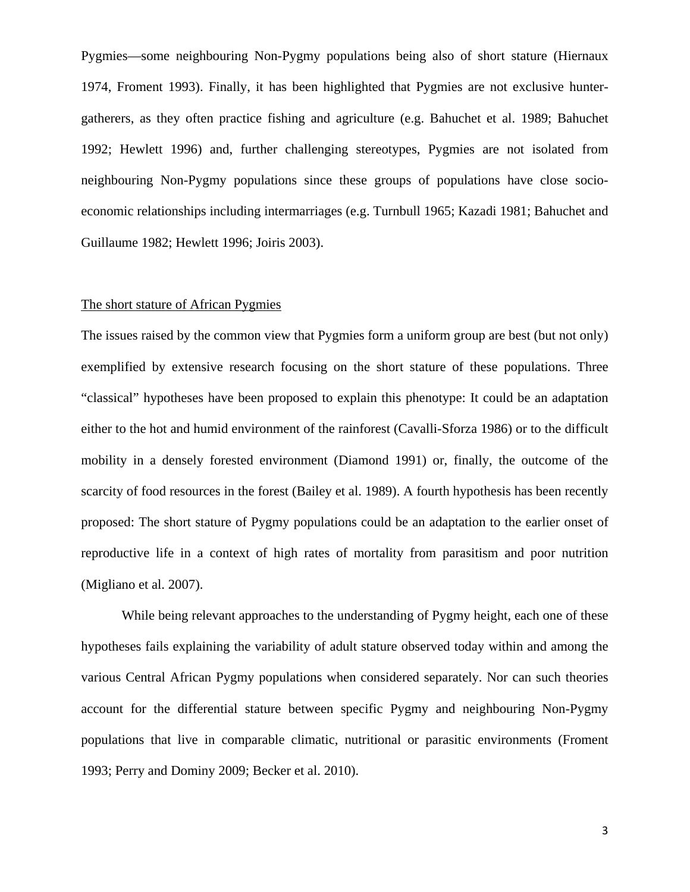Pygmies—some neighbouring Non-Pygmy populations being also of short stature (Hiernaux 1974, Froment 1993). Finally, it has been highlighted that Pygmies are not exclusive hunter-gatherers, as they often practice fishing and agriculture (e.g. Bahuchet et al. 1989; Bahuchet 1992; Hewlett 1996) and, further challenging stereotypes, Pygmies are not isolated from neighbouring Non-Pygmy populations since these groups of populations have close socio-economic relationships including intermarriages (e.g. Turnbull 1965; Kazadi 1981; Bahuchet and Guillaume 1982; Hewlett 1996; Joiris 2003).

## The short stature of African Pygmies

The issues raised by the common view that Pygmies form a uniform group are best (but not only) exemplified by extensive research focusing on the short stature of these populations. Three "classical" hypotheses have been proposed to explain this phenotype: It could be an adaptation either to the hot and humid environment of the rainforest (Cavalli-Sforza 1986) or to the difficult mobility in a densely forested environment (Diamond 1991) or, finally, the outcome of the scarcity of food resources in the forest (Bailey et al. 1989). A fourth hypothesis has been recently proposed: The short stature of Pygmy populations could be an adaptation to the earlier onset of reproductive life in a context of high rates of mortality from parasitism and poor nutrition (Migliano et al. 2007).

While being relevant approaches to the understanding of Pygmy height, each one of these hypotheses fails explaining the variability of adult stature observed today within and among the various Central African Pygmy populations when considered separately. Nor can such theories account for the differential stature between specific Pygmy and neighbouring Non-Pygmy populations that live in comparable climatic, nutritional or parasitic environments (Froment 1993; Perry and Dominy 2009; Becker et al. 2010).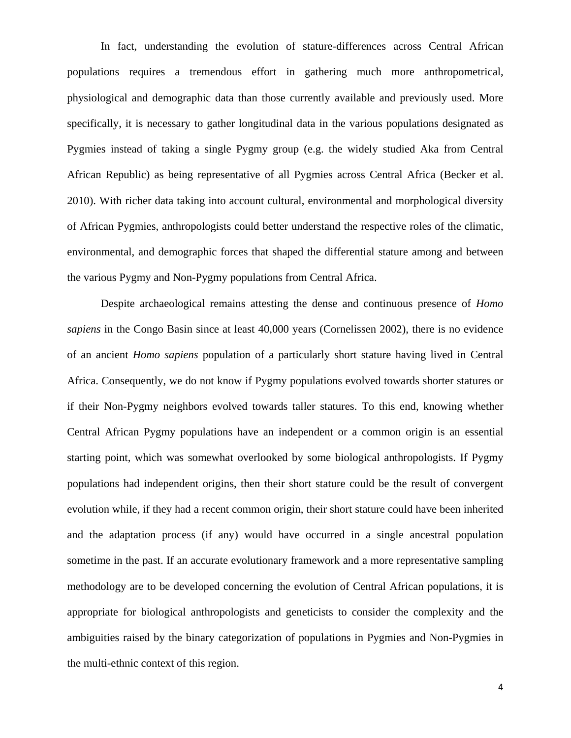In fact, understanding the evolution of stature-differences across Central African populations requires a tremendous effort in gathering much more anthropometrical, physiological and demographic data than those currently available and previously used. More specifically, it is necessary to gather longitudinal data in the various populations designated as Pygmies instead of taking a single Pygmy group (e.g. the widely studied Aka from Central African Republic) as being representative of all Pygmies across Central Africa (Becker et al. 2010). With richer data taking into account cultural, environmental and morphological diversity of African Pygmies, anthropologists could better understand the respective roles of the climatic, environmental, and demographic forces that shaped the differential stature among and between the various Pygmy and Non-Pygmy populations from Central Africa.

Despite archaeological remains attesting the dense and continuous presence of *Homo sapiens* in the Congo Basin since at least 40,000 years (Cornelissen 2002), there is no evidence of an ancient *Homo sapiens* population of a particularly short stature having lived in Central Africa. Consequently, we do not know if Pygmy populations evolved towards shorter statures or if their Non-Pygmy neighbors evolved towards taller statures. To this end, knowing whether Central African Pygmy populations have an independent or a common origin is an essential starting point, which was somewhat overlooked by some biological anthropologists. If Pygmy populations had independent origins, then their short stature could be the result of convergent evolution while, if they had a recent common origin, their short stature could have been inherited and the adaptation process (if any) would have occurred in a single ancestral population sometime in the past. If an accurate evolutionary framework and a more representative sampling methodology are to be developed concerning the evolution of Central African populations, it is appropriate for biological anthropologists and geneticists to consider the complexity and the ambiguities raised by the binary categorization of populations in Pygmies and Non-Pygmies in the multi-ethnic context of this region.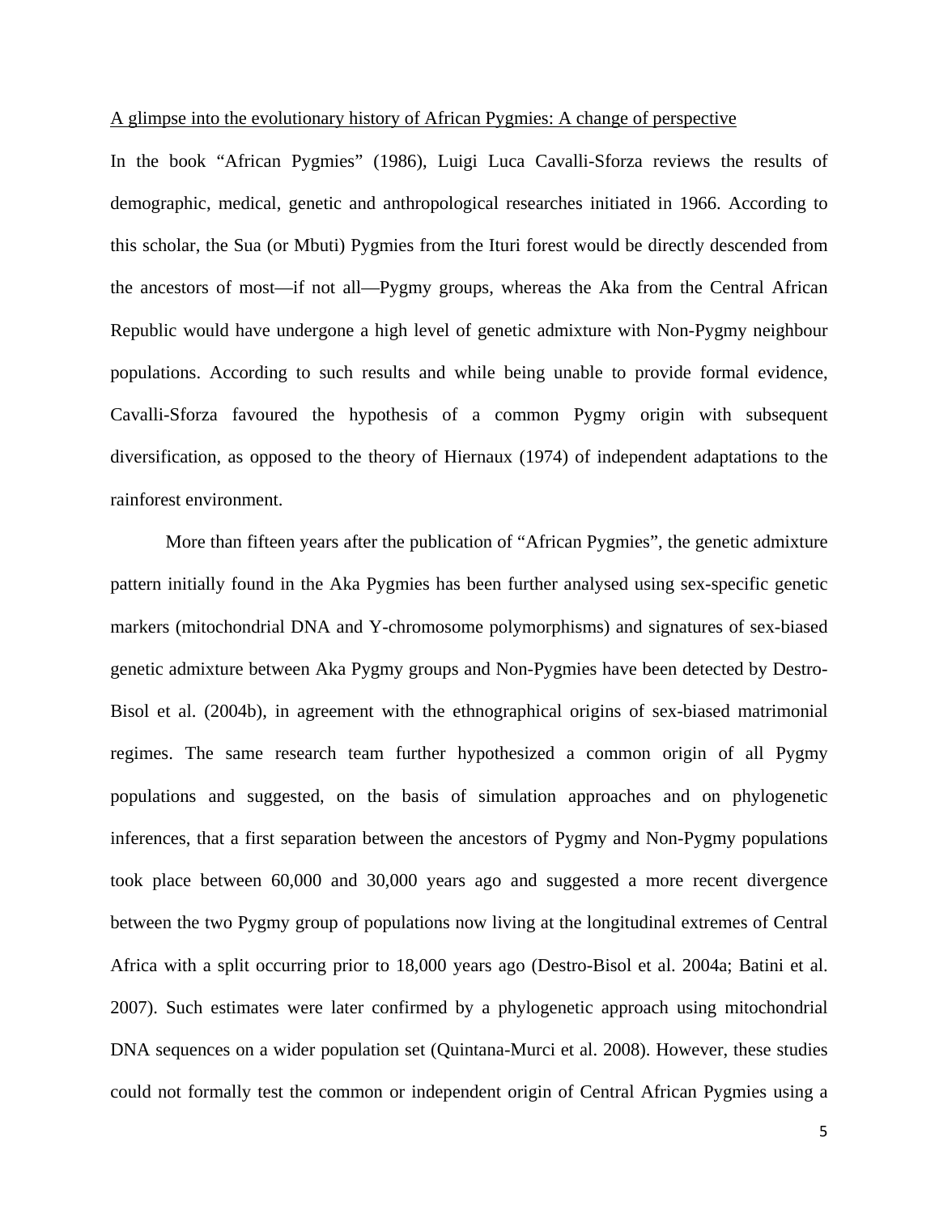A glimpse into the evolutionary history of African Pygmies: A change of perspective

In the book “African Pygmies” (1986), Luigi Luca Cavalli-Sforza reviews the results of demographic, medical, genetic and anthropological researches initiated in 1966. According to this scholar, the Sua (or Mbuti) Pygmies from the Ituri forest would be directly descended from the ancestors of most—if not all—Pygmy groups, whereas the Aka from the Central African Republic would have undergone a high level of genetic admixture with Non-Pygmy neighbour populations. According to such results and while being unable to provide formal evidence, Cavalli-Sforza favoured the hypothesis of a common Pygmy origin with subsequent diversification, as opposed to the theory of Hiernaux (1974) of independent adaptations to the rainforest environment.

More than fifteen years after the publication of “African Pygmies”, the genetic admixture pattern initially found in the Aka Pygmies has been further analysed using sex-specific genetic markers (mitochondrial DNA and Y-chromosome polymorphisms) and signatures of sex-biased genetic admixture between Aka Pygmy groups and Non-Pygmies have been detected by Destro-Bisol et al. (2004b), in agreement with the ethnographical origins of sex-biased matrimonial regimes. The same research team further hypothesized a common origin of all Pygmy populations and suggested, on the basis of simulation approaches and on phylogenetic inferences, that a first separation between the ancestors of Pygmy and Non-Pygmy populations took place between 60,000 and 30,000 years ago and suggested a more recent divergence between the two Pygmy group of populations now living at the longitudinal extremes of Central Africa with a split occurring prior to 18,000 years ago (Destro-Bisol et al. 2004a; Batini et al. 2007). Such estimates were later confirmed by a phylogenetic approach using mitochondrial DNA sequences on a wider population set (Quintana-Murci et al. 2008). However, these studies could not formally test the common or independent origin of Central African Pygmies using a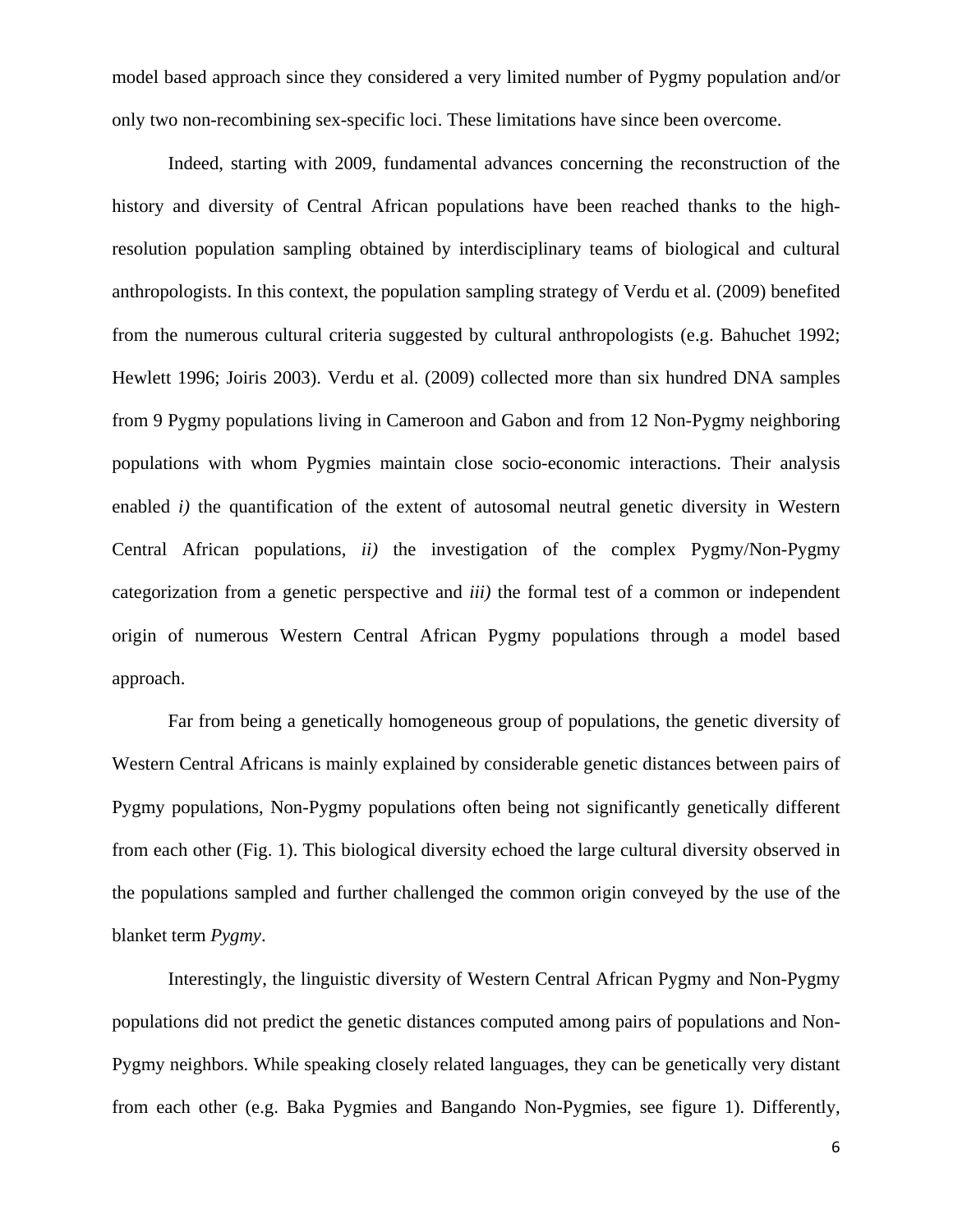model based approach since they considered a very limited number of Pygmy population and/or only two non-recombining sex-specific loci. These limitations have since been overcome.

Indeed, starting with 2009, fundamental advances concerning the reconstruction of the history and diversity of Central African populations have been reached thanks to the high-resolution population sampling obtained by interdisciplinary teams of biological and cultural anthropologists. In this context, the population sampling strategy of Verdu et al. (2009) benefited from the numerous cultural criteria suggested by cultural anthropologists (e.g. Bahuchet 1992; Hewlett 1996; Joiris 2003). Verdu et al. (2009) collected more than six hundred DNA samples from 9 Pygmy populations living in Cameroon and Gabon and from 12 Non-Pygmy neighboring populations with whom Pygmies maintain close socio-economic interactions. Their analysis enabled *i)* the quantification of the extent of autosomal neutral genetic diversity in Western Central African populations, *ii)* the investigation of the complex Pygmy/Non-Pygmy categorization from a genetic perspective and *iii)* the formal test of a common or independent origin of numerous Western Central African Pygmy populations through a model based approach.

Far from being a genetically homogeneous group of populations, the genetic diversity of Western Central Africans is mainly explained by considerable genetic distances between pairs of Pygmy populations, Non-Pygmy populations often being not significantly genetically different from each other (Fig. 1). This biological diversity echoed the large cultural diversity observed in the populations sampled and further challenged the common origin conveyed by the use of the blanket term *Pygmy*.

Interestingly, the linguistic diversity of Western Central African Pygmy and Non-Pygmy populations did not predict the genetic distances computed among pairs of populations and Non-Pygmy neighbors. While speaking closely related languages, they can be genetically very distant from each other (e.g. Baka Pygmies and Bangando Non-Pygmies, see figure 1). Differently,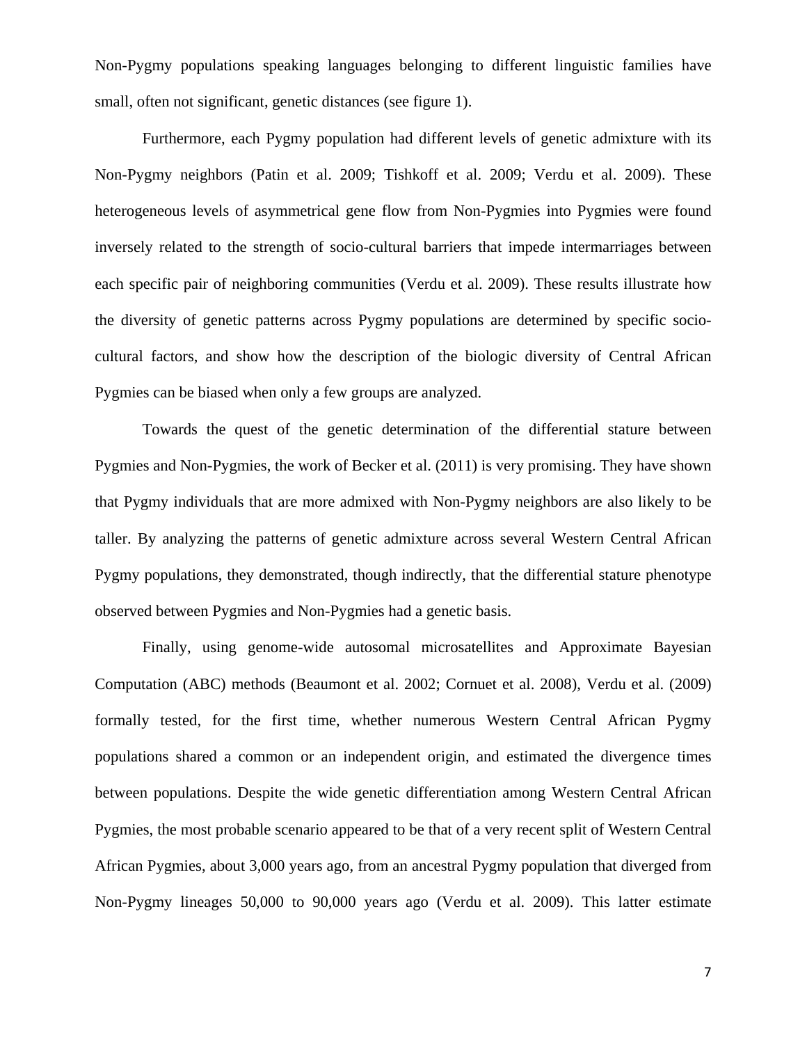Non-Pygmy populations speaking languages belonging to different linguistic families have small, often not significant, genetic distances (see figure 1).

Furthermore, each Pygmy population had different levels of genetic admixture with its Non-Pygmy neighbors (Patin et al. 2009; Tishkoff et al. 2009; Verdu et al. 2009). These heterogeneous levels of asymmetrical gene flow from Non-Pygmies into Pygmies were found inversely related to the strength of socio-cultural barriers that impede intermarriages between each specific pair of neighboring communities (Verdu et al. 2009). These results illustrate how the diversity of genetic patterns across Pygmy populations are determined by specific socio-cultural factors, and show how the description of the biologic diversity of Central African Pygmies can be biased when only a few groups are analyzed.

Towards the quest of the genetic determination of the differential stature between Pygmies and Non-Pygmies, the work of Becker et al. (2011) is very promising. They have shown that Pygmy individuals that are more admixed with Non-Pygmy neighbors are also likely to be taller. By analyzing the patterns of genetic admixture across several Western Central African Pygmy populations, they demonstrated, though indirectly, that the differential stature phenotype observed between Pygmies and Non-Pygmies had a genetic basis.

Finally, using genome-wide autosomal microsatellites and Approximate Bayesian Computation (ABC) methods (Beaumont et al. 2002; Cornuet et al. 2008), Verdu et al. (2009) formally tested, for the first time, whether numerous Western Central African Pygmy populations shared a common or an independent origin, and estimated the divergence times between populations. Despite the wide genetic differentiation among Western Central African Pygmies, the most probable scenario appeared to be that of a very recent split of Western Central African Pygmies, about 3,000 years ago, from an ancestral Pygmy population that diverged from Non-Pygmy lineages 50,000 to 90,000 years ago (Verdu et al. 2009). This latter estimate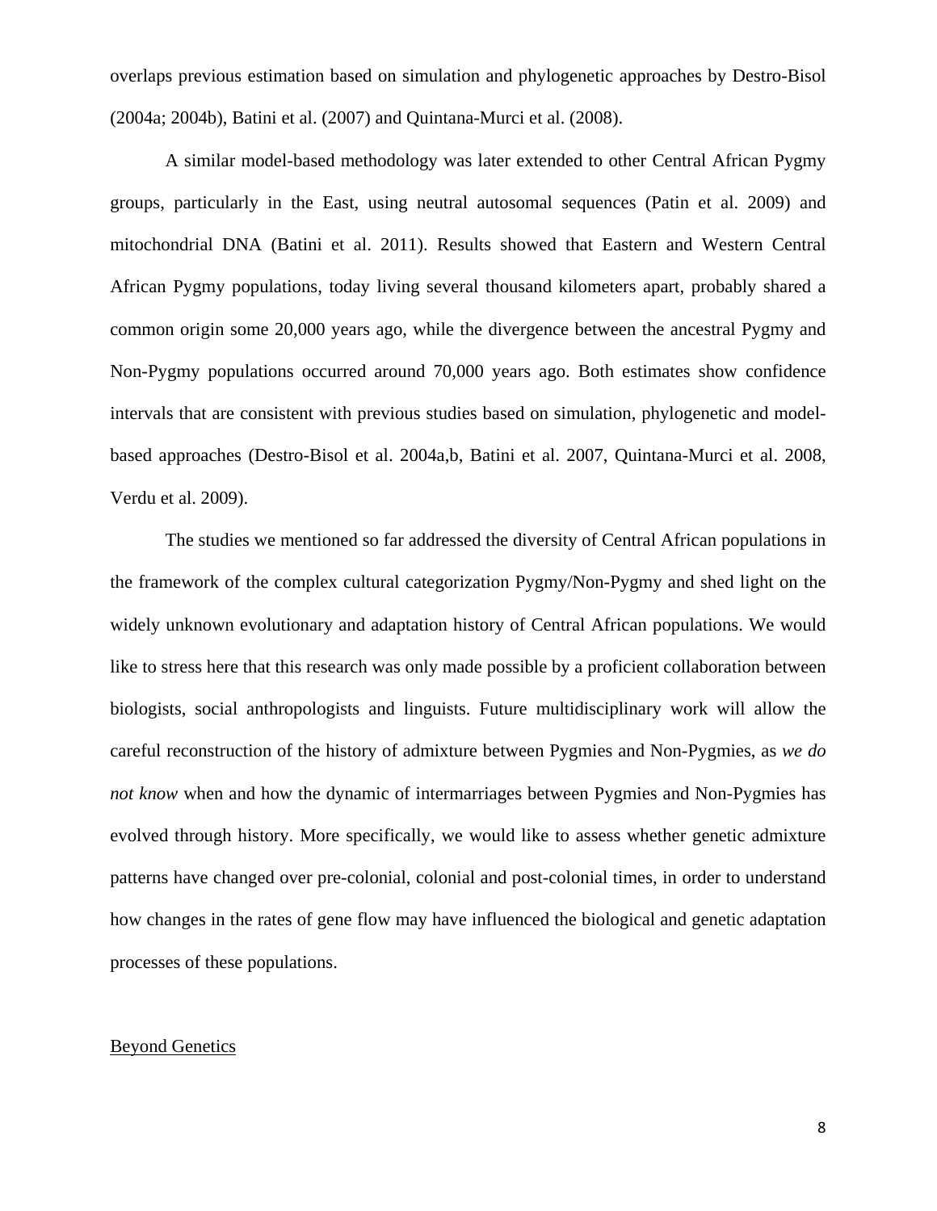overlaps previous estimation based on simulation and phylogenetic approaches by Destro-Bisol (2004a; 2004b), Batini et al. (2007) and Quintana-Murci et al. (2008).

A similar model-based methodology was later extended to other Central African Pygmy groups, particularly in the East, using neutral autosomal sequences (Patin et al. 2009) and mitochondrial DNA (Batini et al. 2011). Results showed that Eastern and Western Central African Pygmy populations, today living several thousand kilometers apart, probably shared a common origin some 20,000 years ago, while the divergence between the ancestral Pygmy and Non-Pygmy populations occurred around 70,000 years ago. Both estimates show confidence intervals that are consistent with previous studies based on simulation, phylogenetic and model-based approaches (Destro-Bisol et al. 2004a,b, Batini et al. 2007, Quintana-Murci et al. 2008, Verdu et al. 2009).

The studies we mentioned so far addressed the diversity of Central African populations in the framework of the complex cultural categorization Pygmy/Non-Pygmy and shed light on the widely unknown evolutionary and adaptation history of Central African populations. We would like to stress here that this research was only made possible by a proficient collaboration between biologists, social anthropologists and linguists. Future multidisciplinary work will allow the careful reconstruction of the history of admixture between Pygmies and Non-Pygmies, as *we do not know* when and how the dynamic of intermarriages between Pygmies and Non-Pygmies has evolved through history. More specifically, we would like to assess whether genetic admixture patterns have changed over pre-colonial, colonial and post-colonial times, in order to understand how changes in the rates of gene flow may have influenced the biological and genetic adaptation processes of these populations.

## Beyond Genetics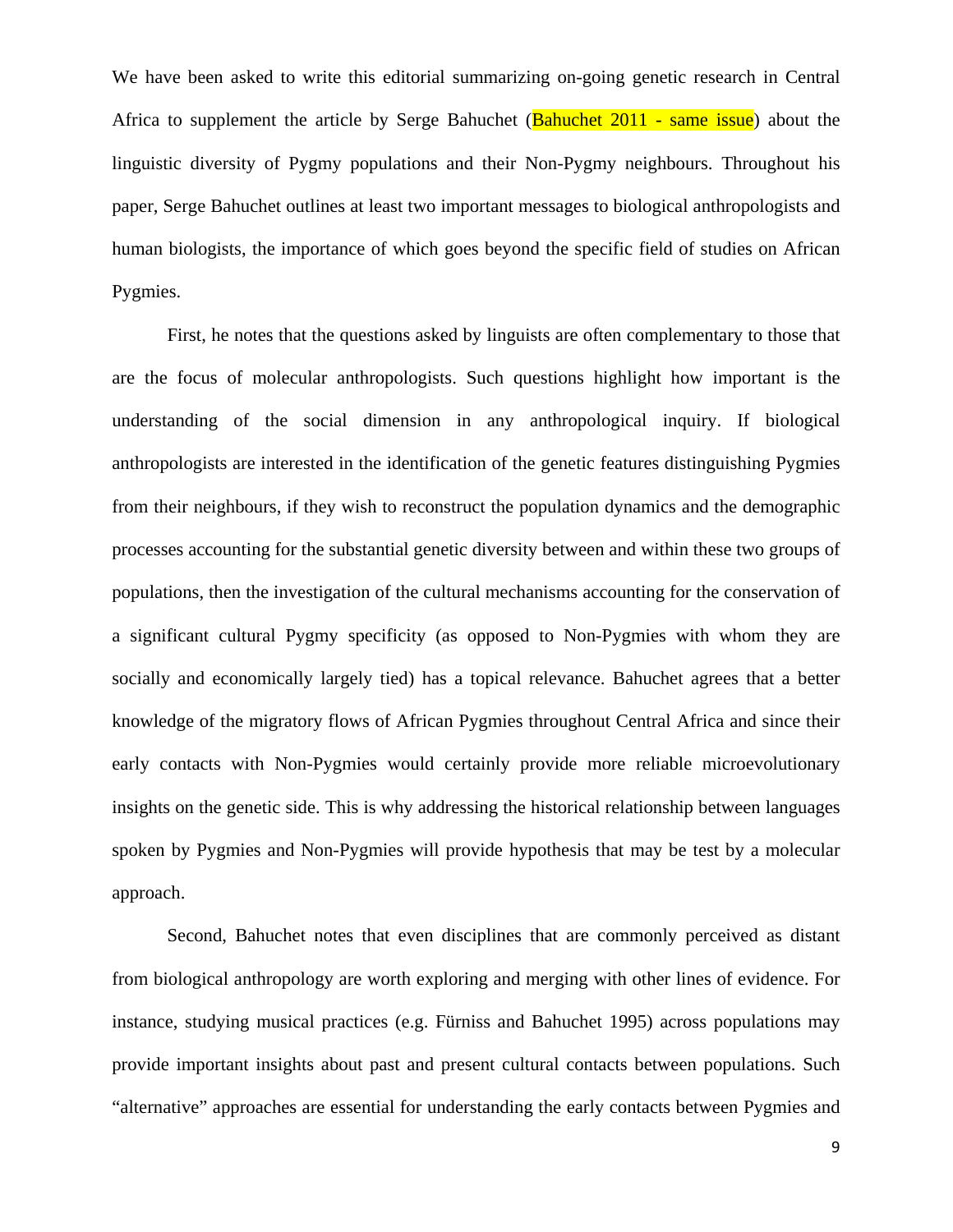We have been asked to write this editorial summarizing on-going genetic research in Central Africa to supplement the article by Serge Bahuchet (Bahuchet 2011 - same issue) about the linguistic diversity of Pygmy populations and their Non-Pygmy neighbours. Throughout his paper, Serge Bahuchet outlines at least two important messages to biological anthropologists and human biologists, the importance of which goes beyond the specific field of studies on African Pygmies.

First, he notes that the questions asked by linguists are often complementary to those that are the focus of molecular anthropologists. Such questions highlight how important is the understanding of the social dimension in any anthropological inquiry. If biological anthropologists are interested in the identification of the genetic features distinguishing Pygmies from their neighbours, if they wish to reconstruct the population dynamics and the demographic processes accounting for the substantial genetic diversity between and within these two groups of populations, then the investigation of the cultural mechanisms accounting for the conservation of a significant cultural Pygmy specificity (as opposed to Non-Pygmies with whom they are socially and economically largely tied) has a topical relevance. Bahuchet agrees that a better knowledge of the migratory flows of African Pygmies throughout Central Africa and since their early contacts with Non-Pygmies would certainly provide more reliable microevolutionary insights on the genetic side. This is why addressing the historical relationship between languages spoken by Pygmies and Non-Pygmies will provide hypothesis that may be test by a molecular approach.

Second, Bahuchet notes that even disciplines that are commonly perceived as distant from biological anthropology are worth exploring and merging with other lines of evidence. For instance, studying musical practices (e.g. Fürniss and Bahuchet 1995) across populations may provide important insights about past and present cultural contacts between populations. Such "alternative" approaches are essential for understanding the early contacts between Pygmies and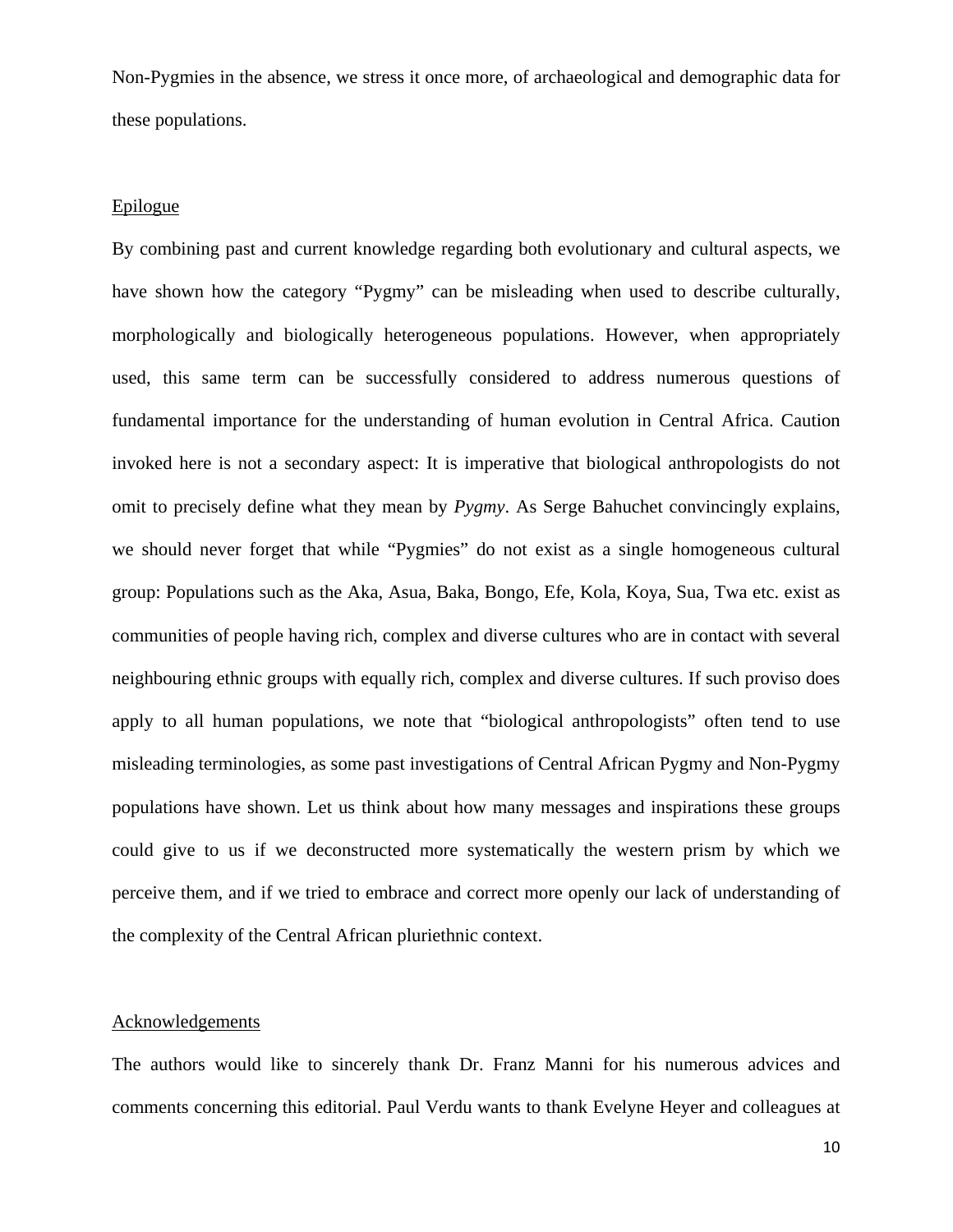Non-Pygmies in the absence, we stress it once more, of archaeological and demographic data for these populations.

## Epilogue

By combining past and current knowledge regarding both evolutionary and cultural aspects, we have shown how the category "Pygmy" can be misleading when used to describe culturally, morphologically and biologically heterogeneous populations. However, when appropriately used, this same term can be successfully considered to address numerous questions of fundamental importance for the understanding of human evolution in Central Africa. Caution invoked here is not a secondary aspect: It is imperative that biological anthropologists do not omit to precisely define what they mean by *Pygmy*. As Serge Bahuchet convincingly explains, we should never forget that while "Pygmies" do not exist as a single homogeneous cultural group: Populations such as the Aka, Asua, Baka, Bongo, Efe, Kola, Koya, Sua, Twa etc. exist as communities of people having rich, complex and diverse cultures who are in contact with several neighbouring ethnic groups with equally rich, complex and diverse cultures. If such proviso does apply to all human populations, we note that "biological anthropologists" often tend to use misleading terminologies, as some past investigations of Central African Pygmy and Non-Pygmy populations have shown. Let us think about how many messages and inspirations these groups could give to us if we deconstructed more systematically the western prism by which we perceive them, and if we tried to embrace and correct more openly our lack of understanding of the complexity of the Central African pluriethnic context.

## Acknowledgements

The authors would like to sincerely thank Dr. Franz Manni for his numerous advices and comments concerning this editorial. Paul Verdu wants to thank Evelyne Heyer and colleagues at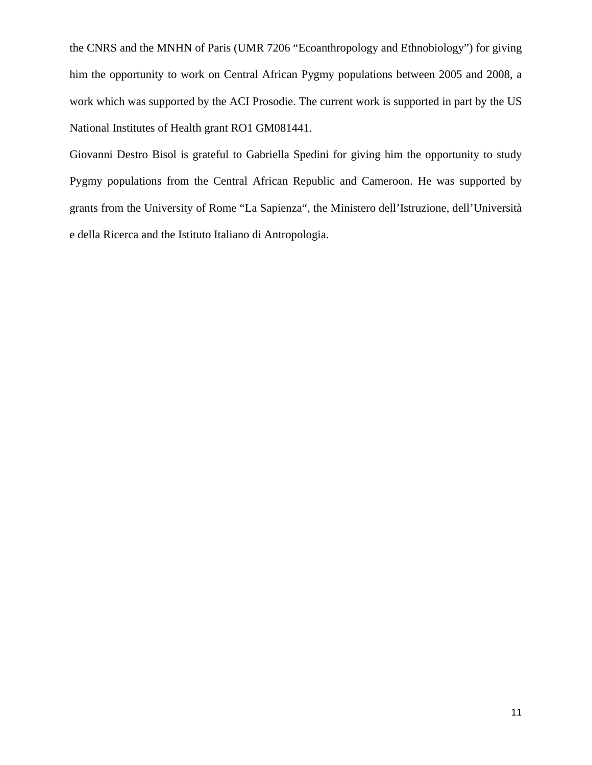the CNRS and the MNHN of Paris (UMR 7206 “Ecoanthropology and Ethnobiology”) for giving him the opportunity to work on Central African Pygmy populations between 2005 and 2008, a work which was supported by the ACI Prosodie. The current work is supported in part by the US National Institutes of Health grant RO1 GM081441.

Giovanni Destro Bisol is grateful to Gabriella Spedini for giving him the opportunity to study Pygmy populations from the Central African Republic and Cameroon. He was supported by grants from the University of Rome “La Sapienza“, the Ministero dell’Istruzione, dell’Università e della Ricerca and the Istituto Italiano di Antropologia.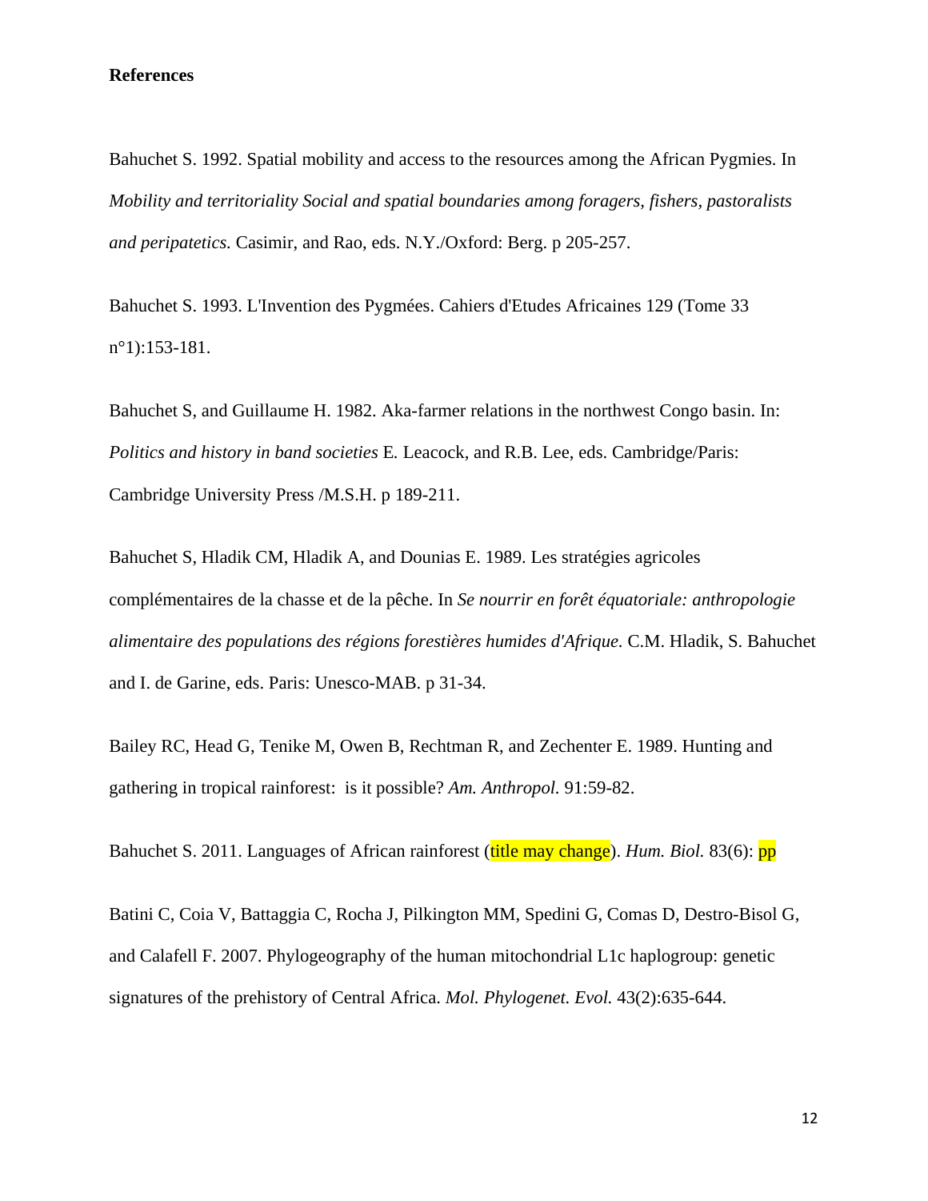**References**

Bahuchet S. 1992. Spatial mobility and access to the resources among the African Pygmies. In *Mobility and territoriality Social and spatial boundaries among foragers, fishers, pastoralists and peripatetics.* Casimir, and Rao, eds. N.Y./Oxford: Berg. p 205-257.

Bahuchet S. 1993. L'Invention des Pygmées. Cahiers d'Etudes Africaines 129 (Tome 33 n°1):153-181.

Bahuchet S, and Guillaume H. 1982. Aka-farmer relations in the northwest Congo basin. In: *Politics and history in band societies* E. Leacock, and R.B. Lee, eds. Cambridge/Paris: Cambridge University Press /M.S.H. p 189-211.

Bahuchet S, Hladik CM, Hladik A, and Dounias E. 1989. Les stratégies agricoles complémentaires de la chasse et de la pêche. In *Se nourrir en forêt équatoriale: anthropologie alimentaire des populations des régions forestières humides d'Afrique.* C.M. Hladik, S. Bahuchet and I. de Garine, eds. Paris: Unesco-MAB. p 31-34.

Bailey RC, Head G, Tenike M, Owen B, Rechtman R, and Zechenter E. 1989. Hunting and gathering in tropical rainforest: is it possible? *Am. Anthropol.* 91:59-82.

Bahuchet S. 2011. Languages of African rainforest (title may change). *Hum. Biol.* 83(6): pp

Batini C, Coia V, Battaggia C, Rocha J, Pilkington MM, Spedini G, Comas D, Destro-Bisol G, and Calafell F. 2007. Phylogeography of the human mitochondrial L1c haplogroup: genetic signatures of the prehistory of Central Africa. *Mol. Phylogenet. Evol.* 43(2):635-644.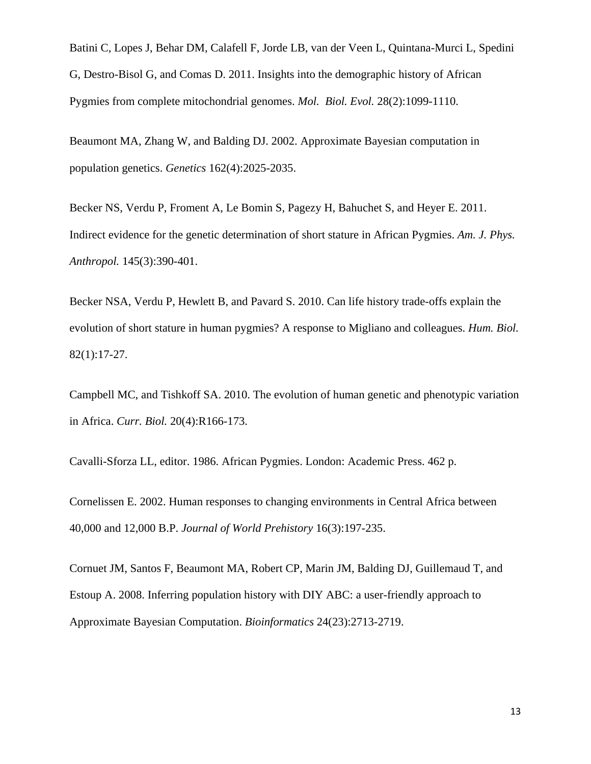Batini C, Lopes J, Behar DM, Calafell F, Jorde LB, van der Veen L, Quintana-Murci L, Spedini G, Destro-Bisol G, and Comas D. 2011. Insights into the demographic history of African Pygmies from complete mitochondrial genomes. *Mol. Biol. Evol.* 28(2):1099-1110.

Beaumont MA, Zhang W, and Balding DJ. 2002. Approximate Bayesian computation in population genetics. *Genetics* 162(4):2025-2035.

Becker NS, Verdu P, Froment A, Le Bomin S, Pagezy H, Bahuchet S, and Heyer E. 2011. Indirect evidence for the genetic determination of short stature in African Pygmies. *Am. J. Phys. Anthropol.* 145(3):390-401.

Becker NSA, Verdu P, Hewlett B, and Pavard S. 2010. Can life history trade-offs explain the evolution of short stature in human pygmies? A response to Migliano and colleagues. *Hum. Biol.* 82(1):17-27.

Campbell MC, and Tishkoff SA. 2010. The evolution of human genetic and phenotypic variation in Africa. *Curr. Biol.* 20(4):R166-173.

Cavalli-Sforza LL, editor. 1986. African Pygmies. London: Academic Press. 462 p.

Cornelissen E. 2002. Human responses to changing environments in Central Africa between 40,000 and 12,000 B.P. *Journal of World Prehistory* 16(3):197-235.

Cornuet JM, Santos F, Beaumont MA, Robert CP, Marin JM, Balding DJ, Guillemaud T, and Estoup A. 2008. Inferring population history with DIY ABC: a user-friendly approach to Approximate Bayesian Computation. *Bioinformatics* 24(23):2713-2719.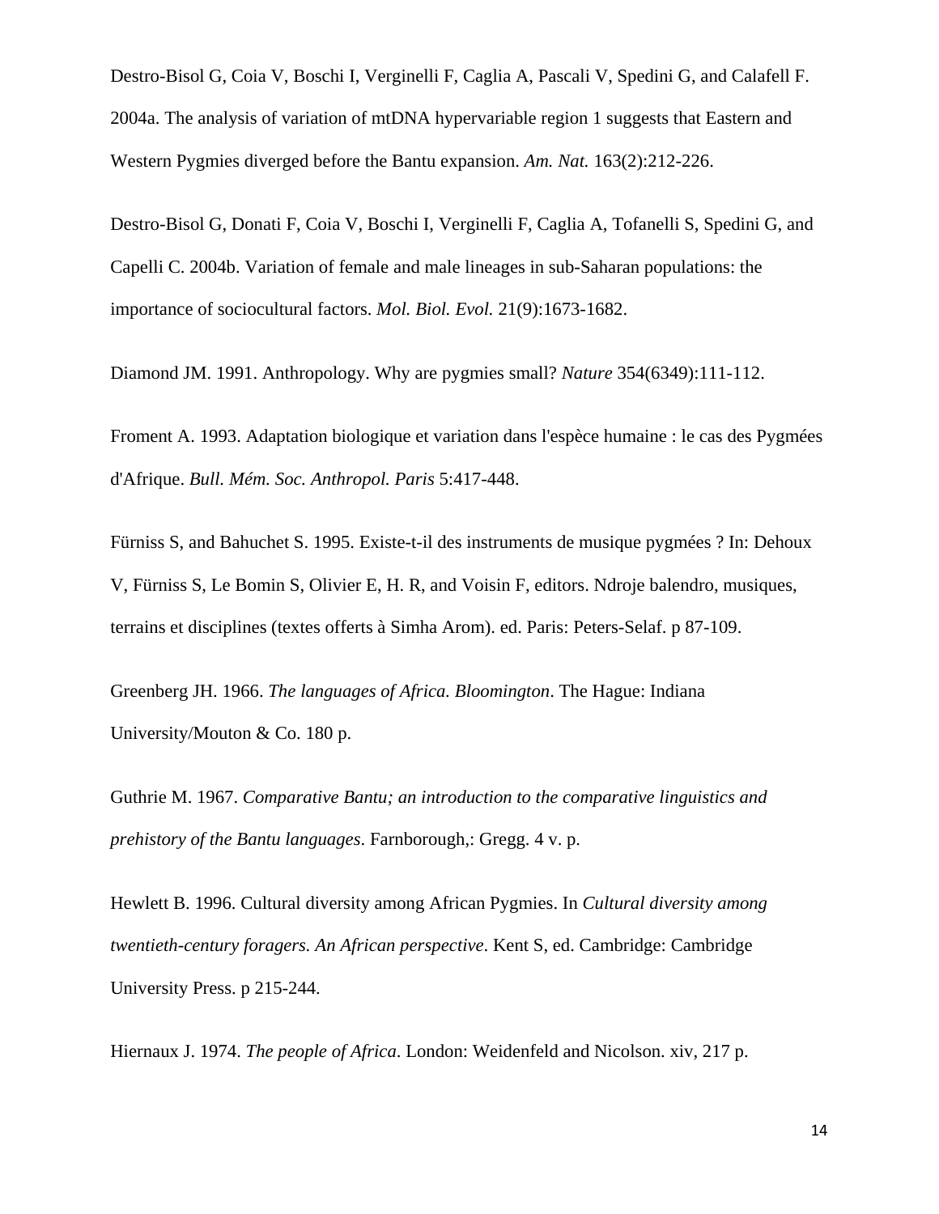Destro-Bisol G, Coia V, Boschi I, Verginelli F, Caglia A, Pascali V, Spedini G, and Calafell F. 2004a. The analysis of variation of mtDNA hypervariable region 1 suggests that Eastern and Western Pygmies diverged before the Bantu expansion. *Am. Nat.* 163(2):212-226.

Destro-Bisol G, Donati F, Coia V, Boschi I, Verginelli F, Caglia A, Tofanelli S, Spedini G, and Capelli C. 2004b. Variation of female and male lineages in sub-Saharan populations: the importance of sociocultural factors. *Mol. Biol. Evol.* 21(9):1673-1682.

Diamond JM. 1991. Anthropology. Why are pygmies small? *Nature* 354(6349):111-112.

Froment A. 1993. Adaptation biologique et variation dans l'espèce humaine : le cas des Pygmées d'Afrique. *Bull. Mém. Soc. Anthropol. Paris* 5:417-448.

Fürniss S, and Bahuchet S. 1995. Existe-t-il des instruments de musique pygmées ? In: Dehoux V, Fürniss S, Le Bomin S, Olivier E, H. R, and Voisin F, editors. Ndroje balendro, musiques, terrains et disciplines (textes offerts à Simha Arom). ed. Paris: Peters-Selaf. p 87-109.

Greenberg JH. 1966. *The languages of Africa. Bloomington*. The Hague: Indiana University/Mouton & Co. 180 p.

Guthrie M. 1967. *Comparative Bantu; an introduction to the comparative linguistics and prehistory of the Bantu languages*. Farnborough,: Gregg. 4 v. p.

Hewlett B. 1996. Cultural diversity among African Pygmies. In *Cultural diversity among twentieth-century foragers. An African perspective*. Kent S, ed. Cambridge: Cambridge University Press. p 215-244.

Hiernaux J. 1974. *The people of Africa*. London: Weidenfeld and Nicolson. xiv, 217 p.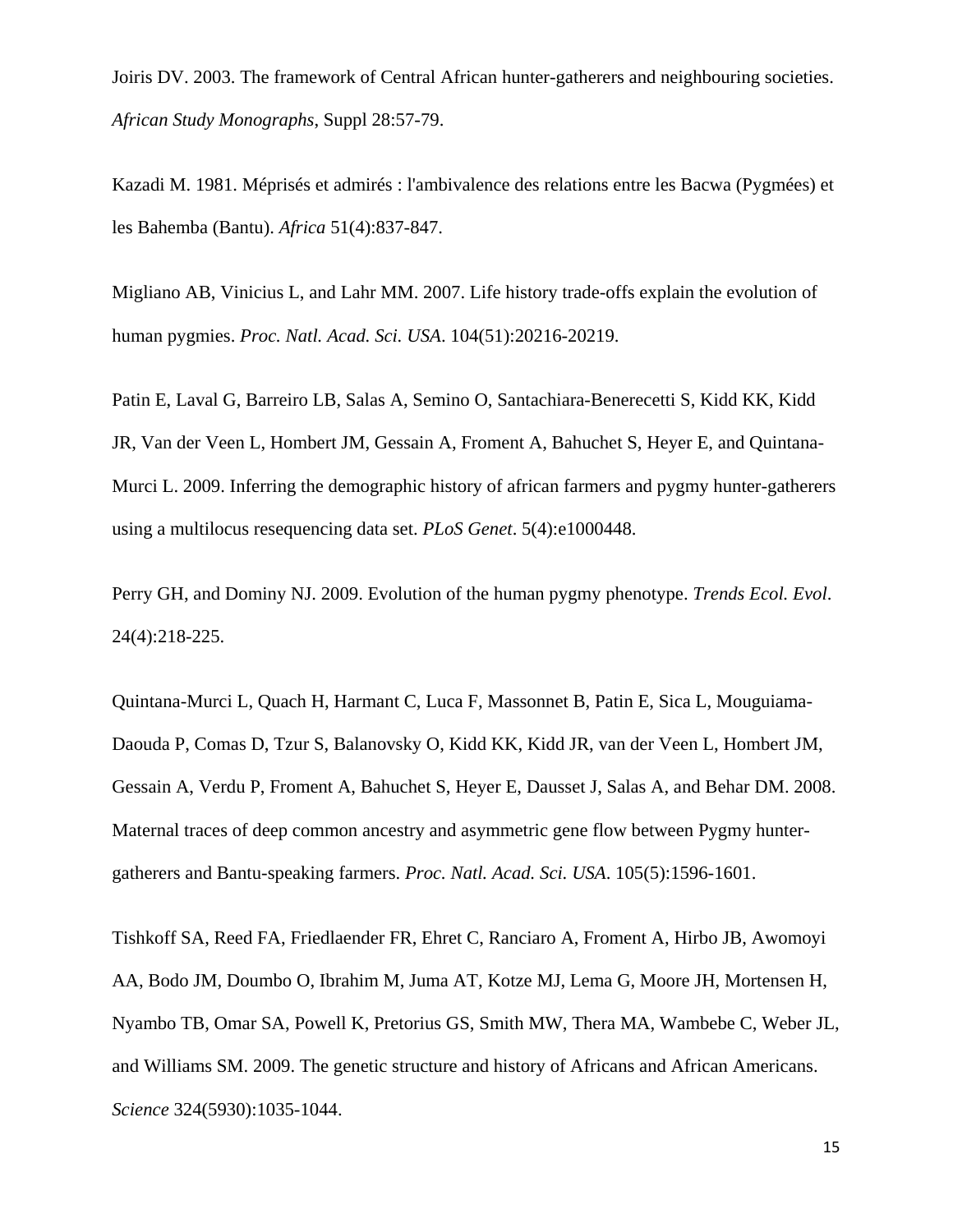Joiris DV. 2003. The framework of Central African hunter-gatherers and neighbouring societies. *African Study Monographs*, Suppl 28:57-79.

Kazadi M. 1981. Méprisés et admirés : l'ambivalence des relations entre les Bacwa (Pygmées) et les Bahemba (Bantu). *Africa* 51(4):837-847.

Migliano AB, Vinicius L, and Lahr MM. 2007. Life history trade-offs explain the evolution of human pygmies. *Proc. Natl. Acad. Sci. USA*. 104(51):20216-20219.

Patin E, Laval G, Barreiro LB, Salas A, Semino O, Santachiara-Benerecetti S, Kidd KK, Kidd JR, Van der Veen L, Hombert JM, Gessain A, Froment A, Bahuchet S, Heyer E, and Quintana-Murci L. 2009. Inferring the demographic history of african farmers and pygmy hunter-gatherers using a multilocus resequencing data set. *PLoS Genet*. 5(4):e1000448.

Perry GH, and Dominy NJ. 2009. Evolution of the human pygmy phenotype. *Trends Ecol. Evol*. 24(4):218-225.

Quintana-Murci L, Quach H, Harmant C, Luca F, Massonnet B, Patin E, Sica L, Mouguiama-Daouda P, Comas D, Tzur S, Balanovsky O, Kidd KK, Kidd JR, van der Veen L, Hombert JM, Gessain A, Verdu P, Froment A, Bahuchet S, Heyer E, Dausset J, Salas A, and Behar DM. 2008. Maternal traces of deep common ancestry and asymmetric gene flow between Pygmy hunter-gatherers and Bantu-speaking farmers. *Proc. Natl. Acad. Sci. USA*. 105(5):1596-1601.

Tishkoff SA, Reed FA, Friedlaender FR, Ehret C, Ranciaro A, Froment A, Hirbo JB, Awomoyi AA, Bodo JM, Doumbo O, Ibrahim M, Juma AT, Kotze MJ, Lema G, Moore JH, Mortensen H, Nyambo TB, Omar SA, Powell K, Pretorius GS, Smith MW, Thera MA, Wambebe C, Weber JL, and Williams SM. 2009. The genetic structure and history of Africans and African Americans. *Science* 324(5930):1035-1044.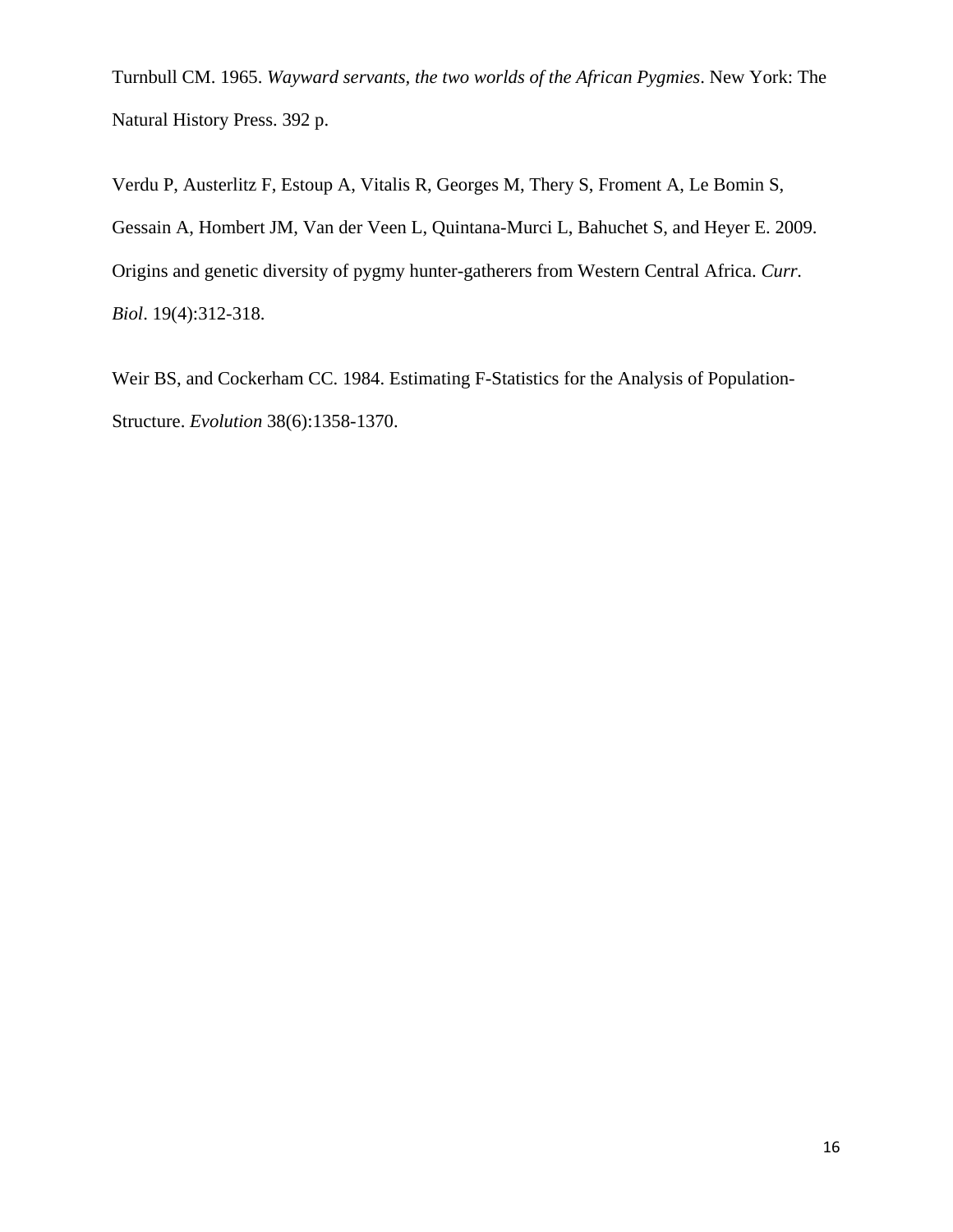Turnbull CM. 1965. *Wayward servants, the two worlds of the African Pygmies*. New York: The Natural History Press. 392 p.

Verdu P, Austerlitz F, Estoup A, Vitalis R, Georges M, Thery S, Froment A, Le Bomin S, Gessain A, Hombert JM, Van der Veen L, Quintana-Murci L, Bahuchet S, and Heyer E. 2009. Origins and genetic diversity of pygmy hunter-gatherers from Western Central Africa. *Curr. Biol*. 19(4):312-318.

Weir BS, and Cockerham CC. 1984. Estimating F-Statistics for the Analysis of Population-Structure. *Evolution* 38(6):1358-1370.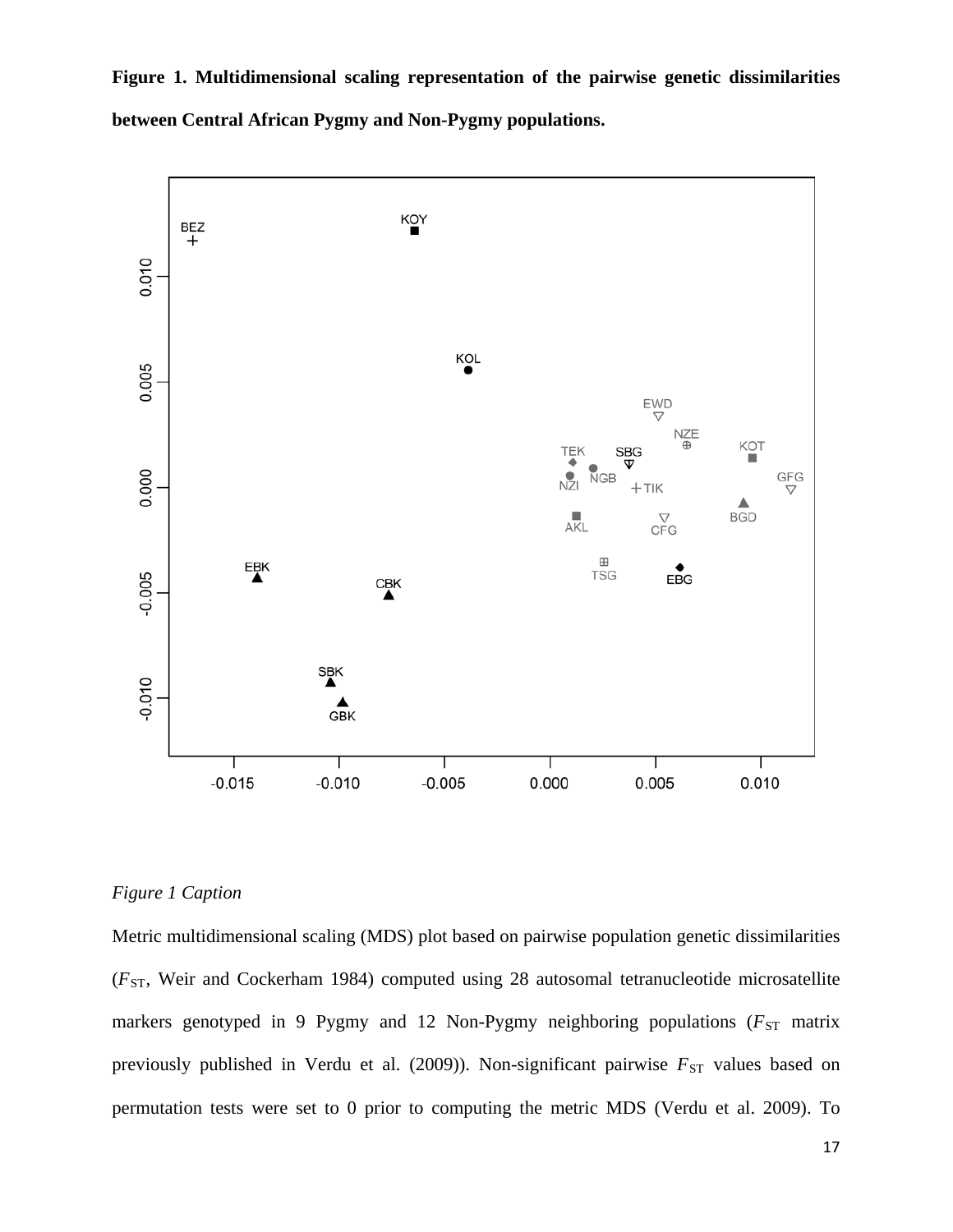**Figure 1. Multidimensional scaling representation of the pairwise genetic dissimilarities between Central African Pygmy and Non-Pygmy populations.**

*Figure 1 Caption*

Metric multidimensional scaling (MDS) plot based on pairwise population genetic dissimilarities ($F_{ST}$, Weir and Cockerham 1984) computed using 28 autosomal tetranucleotide microsatellite markers genotyped in 9 Pygmy and 12 Non-Pygmy neighboring populations ($F_{ST}$ matrix previously published in Verdu et al. (2009)). Non-significant pairwise $F_{ST}$ values based on permutation tests were set to 0 prior to computing the metric MDS (Verdu et al. 2009). To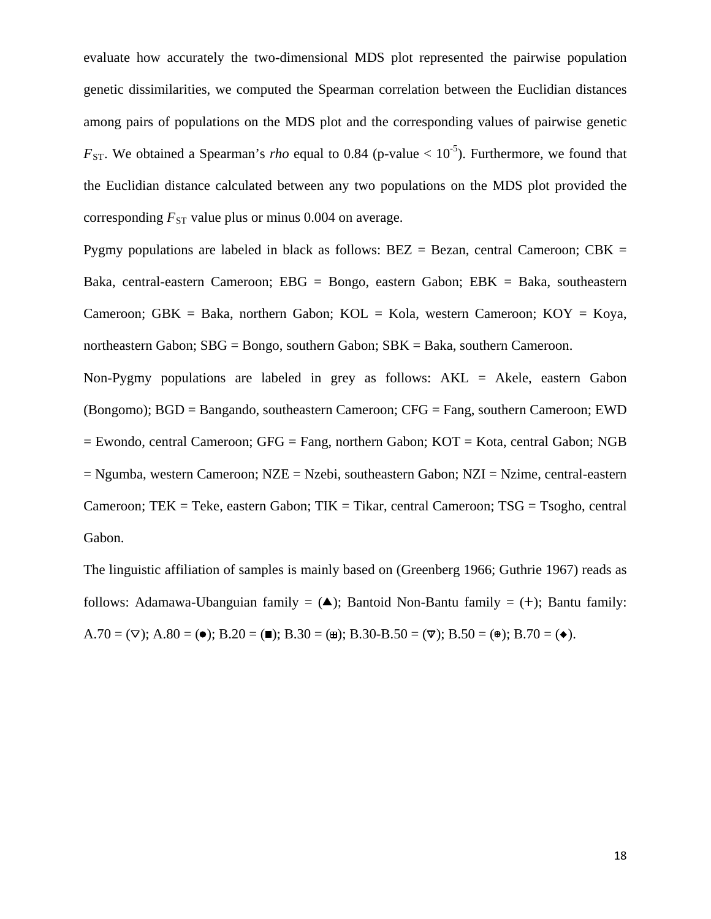evaluate how accurately the two-dimensional MDS plot represented the pairwise population genetic dissimilarities, we computed the Spearman correlation between the Euclidian distances among pairs of populations on the MDS plot and the corresponding values of pairwise genetic $F_{ST}$. We obtained a Spearman's *rho* equal to 0.84 (p-value $< 10^{-5}$). Furthermore, we found that the Euclidian distance calculated between any two populations on the MDS plot provided the corresponding $F_{ST}$ value plus or minus 0.004 on average.

Pygmy populations are labeled in black as follows: BEZ = Bezan, central Cameroon; CBK = Baka, central-eastern Cameroon; EBG = Bongo, eastern Gabon; EBK = Baka, southeastern Cameroon; GBK = Baka, northern Gabon; KOL = Kola, western Cameroon; KOY = Koya, northeastern Gabon; SBG = Bongo, southern Gabon; SBK = Baka, southern Cameroon.

Non-Pygmy populations are labeled in grey as follows: AKL = Akele, eastern Gabon (Bongomo); BGD = Bangando, southeastern Cameroon; CFG = Fang, southern Cameroon; EWD = Ewondo, central Cameroon; GFG = Fang, northern Gabon; KOT = Kota, central Gabon; NGB = Ngumba, western Cameroon; NZE = Nzebi, southeastern Gabon; NZI = Nzime, central-eastern Cameroon; TEK = Teke, eastern Gabon; TIK = Tikar, central Cameroon; TSG = Tsogho, central Gabon.

The linguistic affiliation of samples is mainly based on (Greenberg 1966; Guthrie 1967) reads as follows: Adamawa-Ubanguian family = (▲); Bantoid Non-Bantu family = (+); Bantu family: A.70 = (▽); A.80 = (●); B.20 = (■); B.30 = (⊞); B.30-B.50 = (⊽); B.50 = (⊕); B.70 = (◆).